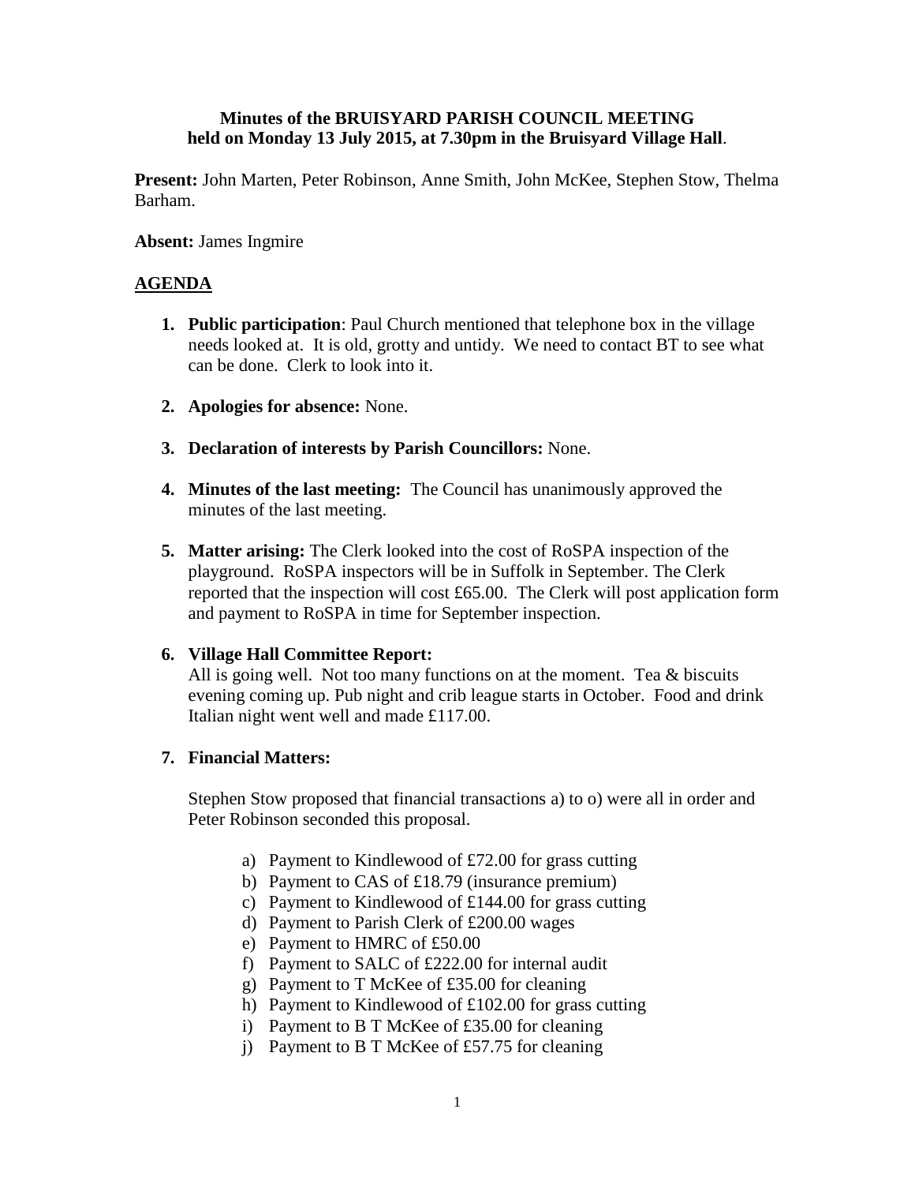**Minutes of the BRUISYARD PARISH COUNCIL MEETING**
**held on Monday 13 July 2015, at 7.30pm in the Bruisyard Village Hall**.

**Present:** John Marten, Peter Robinson, Anne Smith, John McKee, Stephen Stow, Thelma Barham.

**Absent:** James Ingmire

## AGENDA

1. **Public participation**: Paul Church mentioned that telephone box in the village needs looked at. It is old, grotty and untidy. We need to contact BT to see what can be done. Clerk to look into it.

2. **Apologies for absence:** None.

3. **Declaration of interests by Parish Councillors:** None.

4. **Minutes of the last meeting:** The Council has unanimously approved the minutes of the last meeting.

5. **Matter arising:** The Clerk looked into the cost of RoSPA inspection of the playground. RoSPA inspectors will be in Suffolk in September. The Clerk reported that the inspection will cost £65.00. The Clerk will post application form and payment to RoSPA in time for September inspection.

6. **Village Hall Committee Report:**
   All is going well. Not too many functions on at the moment. Tea & biscuits evening coming up. Pub night and crib league starts in October. Food and drink Italian night went well and made £117.00.

7. **Financial Matters:**

   Stephen Stow proposed that financial transactions a) to o) were all in order and Peter Robinson seconded this proposal.

   a) Payment to Kindlewood of £72.00 for grass cutting
   b) Payment to CAS of £18.79 (insurance premium)
   c) Payment to Kindlewood of £144.00 for grass cutting
   d) Payment to Parish Clerk of £200.00 wages
   e) Payment to HMRC of £50.00
   f) Payment to SALC of £222.00 for internal audit
   g) Payment to T McKee of £35.00 for cleaning
   h) Payment to Kindlewood of £102.00 for grass cutting
   i) Payment to B T McKee of £35.00 for cleaning
   j) Payment to B T McKee of £57.75 for cleaning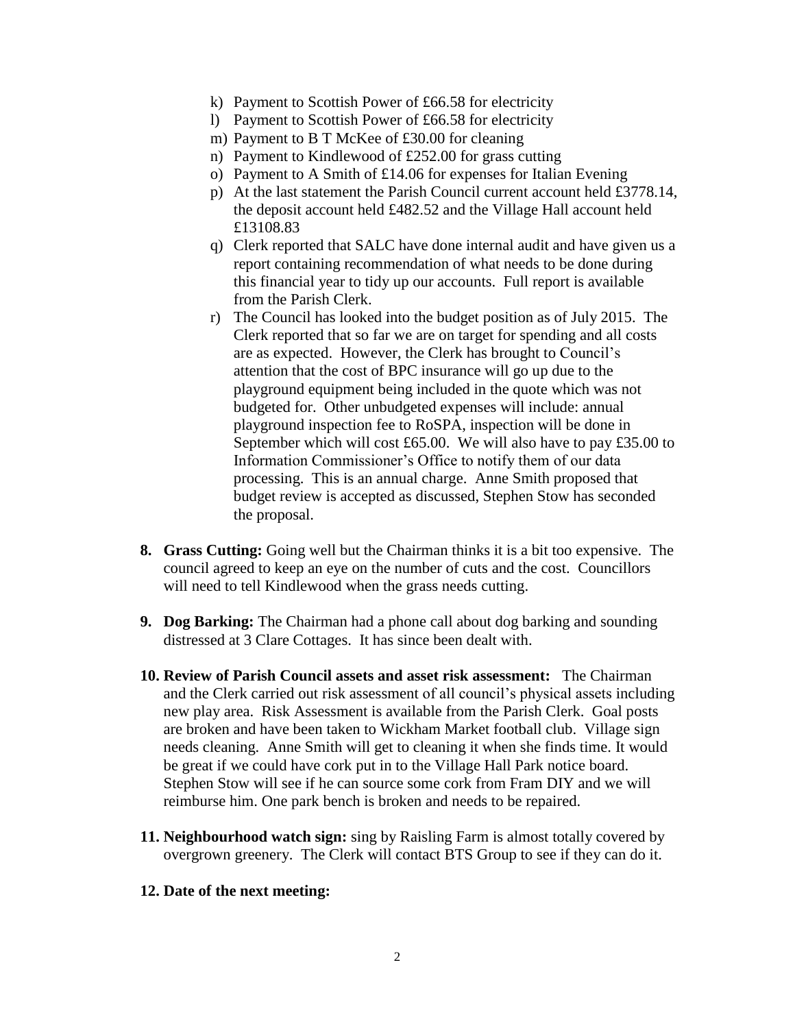k) Payment to Scottish Power of £66.58 for electricity
l) Payment to Scottish Power of £66.58 for electricity
m) Payment to B T McKee of £30.00 for cleaning
n) Payment to Kindlewood of £252.00 for grass cutting
o) Payment to A Smith of £14.06 for expenses for Italian Evening
p) At the last statement the Parish Council current account held £3778.14, the deposit account held £482.52 and the Village Hall account held £13108.83
q) Clerk reported that SALC have done internal audit and have given us a report containing recommendation of what needs to be done during this financial year to tidy up our accounts. Full report is available from the Parish Clerk.
r) The Council has looked into the budget position as of July 2015. The Clerk reported that so far we are on target for spending and all costs are as expected. However, the Clerk has brought to Council's attention that the cost of BPC insurance will go up due to the playground equipment being included in the quote which was not budgeted for. Other unbudgeted expenses will include: annual playground inspection fee to RoSPA, inspection will be done in September which will cost £65.00. We will also have to pay £35.00 to Information Commissioner's Office to notify them of our data processing. This is an annual charge. Anne Smith proposed that budget review is accepted as discussed, Stephen Stow has seconded the proposal.

**8. Grass Cutting:** Going well but the Chairman thinks it is a bit too expensive. The council agreed to keep an eye on the number of cuts and the cost. Councillors will need to tell Kindlewood when the grass needs cutting.

**9. Dog Barking:** The Chairman had a phone call about dog barking and sounding distressed at 3 Clare Cottages. It has since been dealt with.

**10. Review of Parish Council assets and asset risk assessment:** The Chairman and the Clerk carried out risk assessment of all council's physical assets including new play area. Risk Assessment is available from the Parish Clerk. Goal posts are broken and have been taken to Wickham Market football club. Village sign needs cleaning. Anne Smith will get to cleaning it when she finds time. It would be great if we could have cork put in to the Village Hall Park notice board. Stephen Stow will see if he can source some cork from Fram DIY and we will reimburse him. One park bench is broken and needs to be repaired.

**11. Neighbourhood watch sign:** sing by Raisling Farm is almost totally covered by overgrown greenery. The Clerk will contact BTS Group to see if they can do it.

**12. Date of the next meeting:**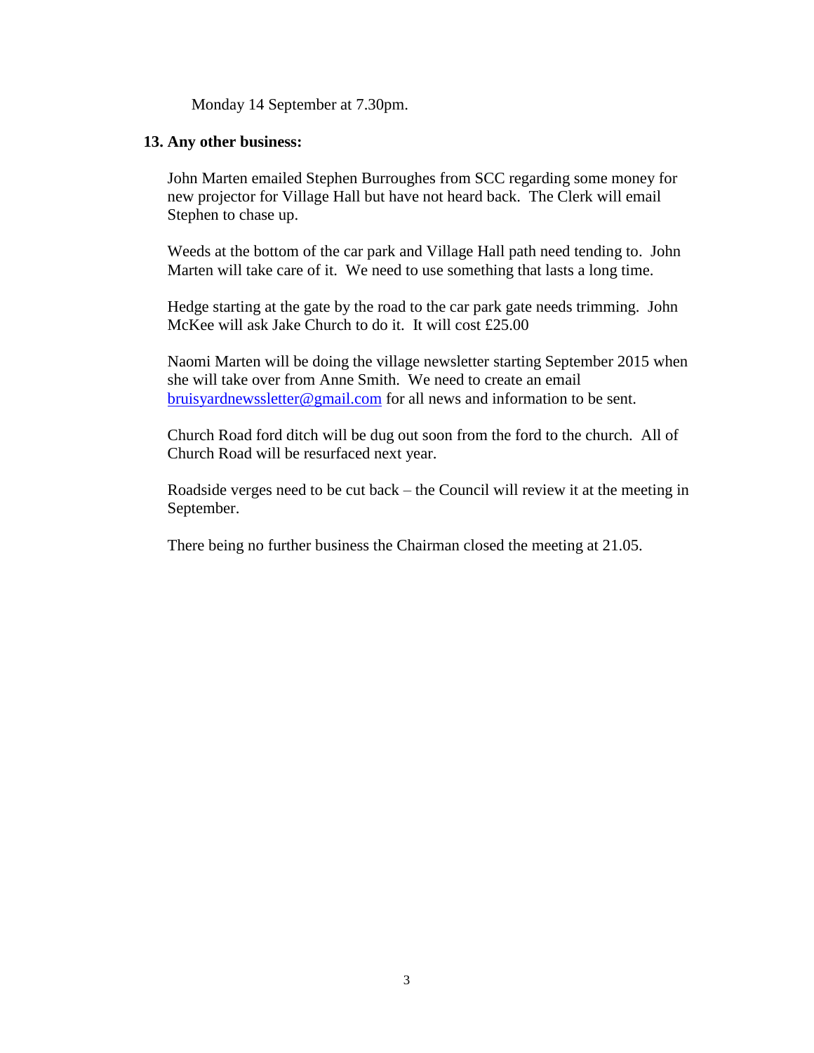Monday 14 September at 7.30pm.

**13. Any other business:**

John Marten emailed Stephen Burroughes from SCC regarding some money for new projector for Village Hall but have not heard back. The Clerk will email Stephen to chase up.

Weeds at the bottom of the car park and Village Hall path need tending to. John Marten will take care of it. We need to use something that lasts a long time.

Hedge starting at the gate by the road to the car park gate needs trimming. John McKee will ask Jake Church to do it. It will cost £25.00

Naomi Marten will be doing the village newsletter starting September 2015 when she will take over from Anne Smith. We need to create an email bruisyardnewssletter@gmail.com for all news and information to be sent.

Church Road ford ditch will be dug out soon from the ford to the church. All of Church Road will be resurfaced next year.

Roadside verges need to be cut back – the Council will review it at the meeting in September.

There being no further business the Chairman closed the meeting at 21.05.